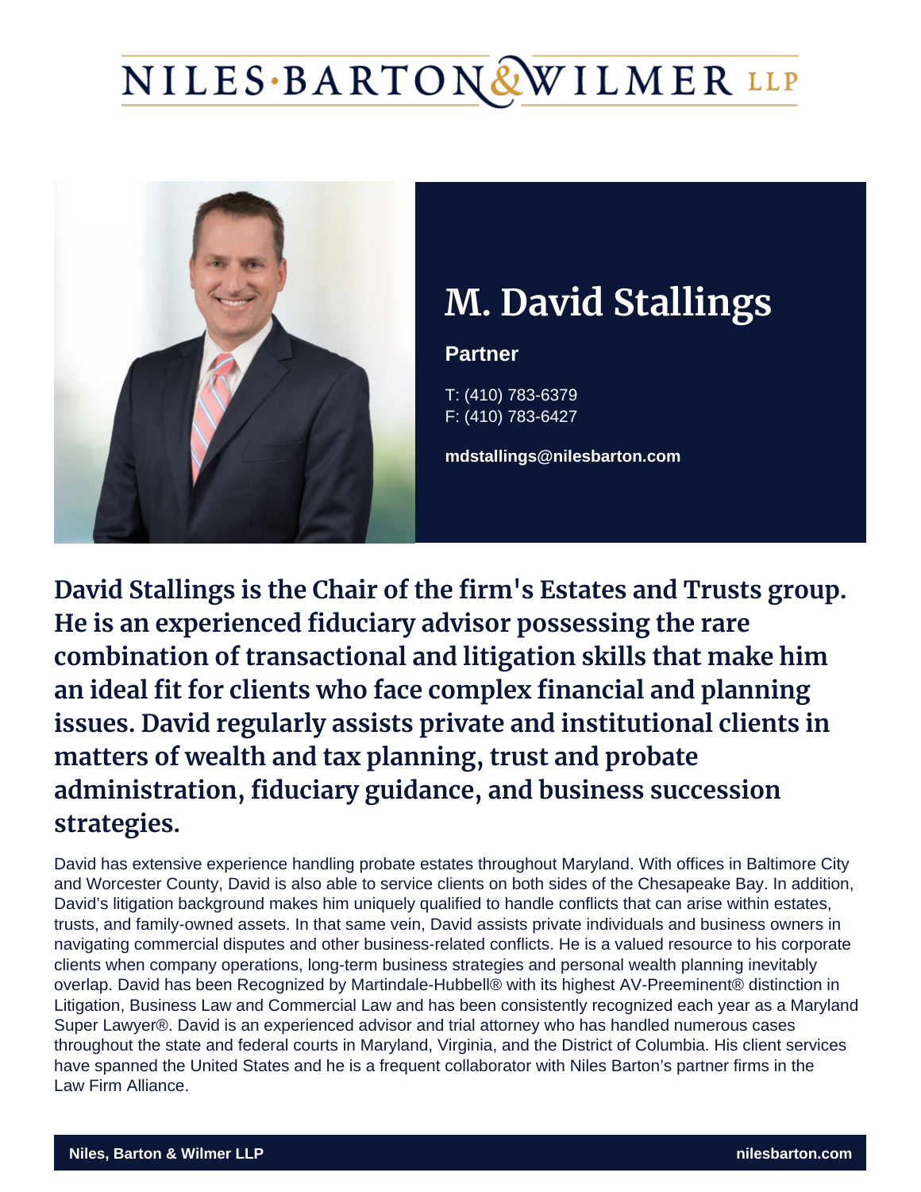# NILES·BARTON&WILMER LLP

## M. David Stallings

**Partner**

T: (410) 783-6379
F: (410) 783-6427

**mdstallings@nilesbarton.com**

### David Stallings is the Chair of the firm's Estates and Trusts group. He is an experienced fiduciary advisor possessing the rare combination of transactional and litigation skills that make him an ideal fit for clients who face complex financial and planning issues. David regularly assists private and institutional clients in matters of wealth and tax planning, trust and probate administration, fiduciary guidance, and business succession strategies.

David has extensive experience handling probate estates throughout Maryland. With offices in Baltimore City and Worcester County, David is also able to service clients on both sides of the Chesapeake Bay. In addition, David's litigation background makes him uniquely qualified to handle conflicts that can arise within estates, trusts, and family-owned assets. In that same vein, David assists private individuals and business owners in navigating commercial disputes and other business-related conflicts. He is a valued resource to his corporate clients when company operations, long-term business strategies and personal wealth planning inevitably overlap. David has been Recognized by Martindale-Hubbell® with its highest AV-Preeminent® distinction in Litigation, Business Law and Commercial Law and has been consistently recognized each year as a Maryland Super Lawyer®. David is an experienced advisor and trial attorney who has handled numerous cases throughout the state and federal courts in Maryland, Virginia, and the District of Columbia. His client services have spanned the United States and he is a frequent collaborator with Niles Barton's partner firms in the Law Firm Alliance.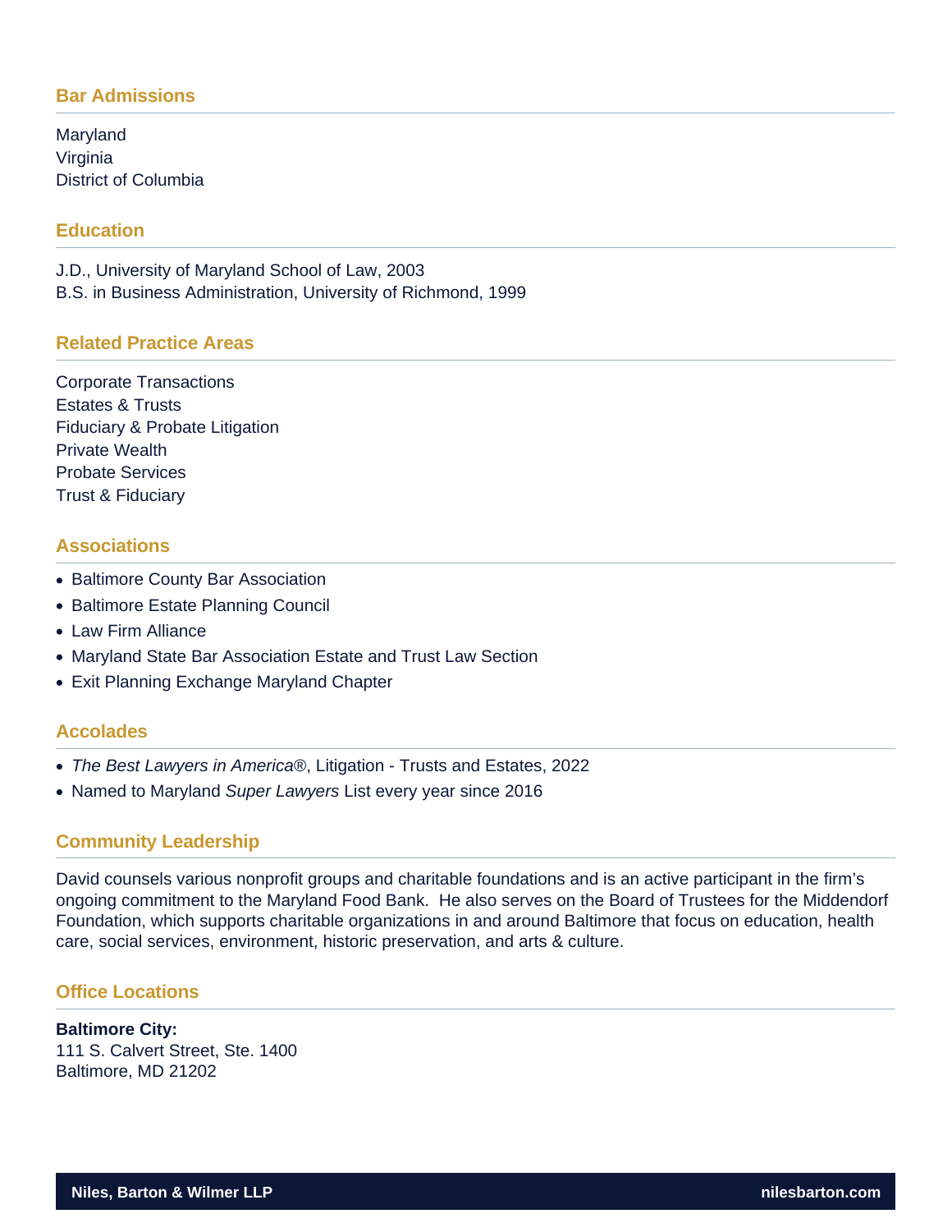## Bar Admissions

Maryland
Virginia
District of Columbia

## Education

J.D., University of Maryland School of Law, 2003
B.S. in Business Administration, University of Richmond, 1999

## Related Practice Areas

Corporate Transactions
Estates & Trusts
Fiduciary & Probate Litigation
Private Wealth
Probate Services
Trust & Fiduciary

## Associations

- Baltimore County Bar Association
- Baltimore Estate Planning Council
- Law Firm Alliance
- Maryland State Bar Association Estate and Trust Law Section
- Exit Planning Exchange Maryland Chapter

## Accolades

- *The Best Lawyers in America*®, Litigation - Trusts and Estates, 2022
- Named to Maryland *Super Lawyers* List every year since 2016

## Community Leadership

David counsels various nonprofit groups and charitable foundations and is an active participant in the firm's ongoing commitment to the Maryland Food Bank. He also serves on the Board of Trustees for the Middendorf Foundation, which supports charitable organizations in and around Baltimore that focus on education, health care, social services, environment, historic preservation, and arts & culture.

## Office Locations

**Baltimore City:**
111 S. Calvert Street, Ste. 1400
Baltimore, MD 21202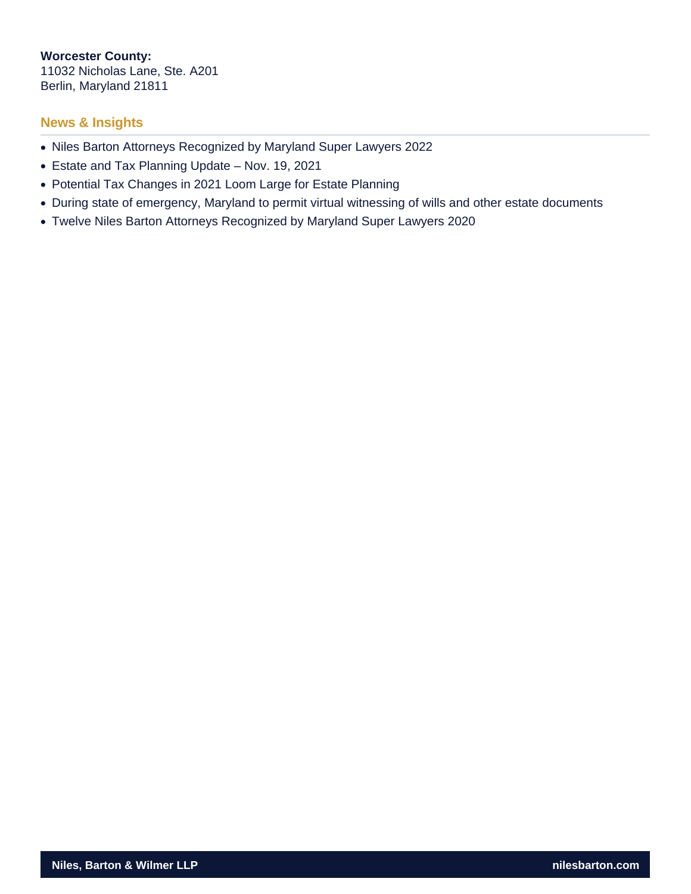**Worcester County:**
11032 Nicholas Lane, Ste. A201
Berlin, Maryland 21811

## News & Insights

- Niles Barton Attorneys Recognized by Maryland Super Lawyers 2022
- Estate and Tax Planning Update – Nov. 19, 2021
- Potential Tax Changes in 2021 Loom Large for Estate Planning
- During state of emergency, Maryland to permit virtual witnessing of wills and other estate documents
- Twelve Niles Barton Attorneys Recognized by Maryland Super Lawyers 2020